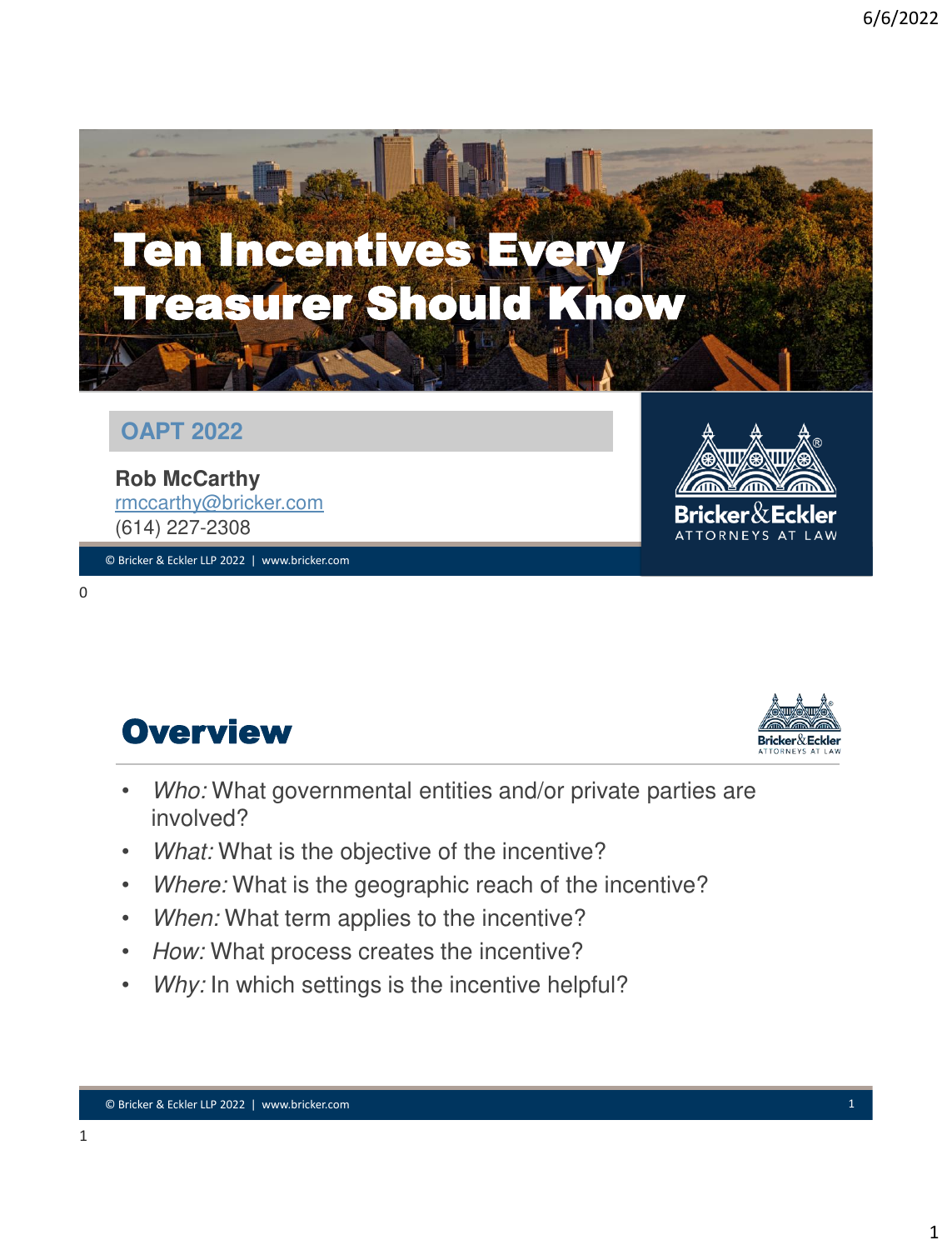# Ten Incentives Every Treasurer Should Know

**OAPT 2022**

**Rob McCarthy**
rmccarthy@bricker.com
(614) 227-2308

Bricker & Eckler ATTORNEYS AT LAW

© Bricker & Eckler LLP 2022 | www.bricker.com

## Overview

- *Who:* What governmental entities and/or private parties are involved?
- *What:* What is the objective of the incentive?
- *Where:* What is the geographic reach of the incentive?
- *When:* What term applies to the incentive?
- *How:* What process creates the incentive?
- *Why:* In which settings is the incentive helpful?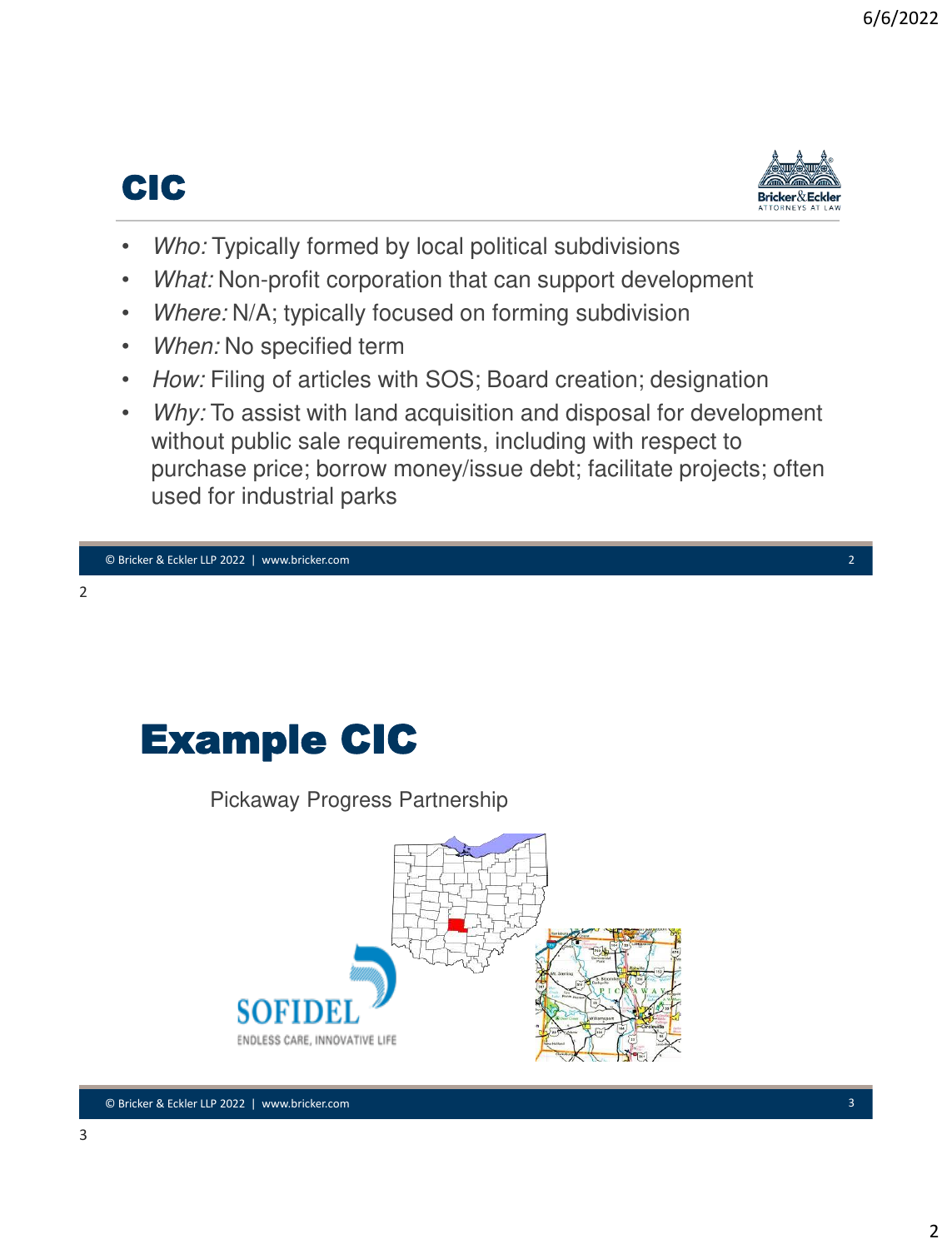# CIC

- *Who:* Typically formed by local political subdivisions
- *What:* Non-profit corporation that can support development
- *Where:* N/A; typically focused on forming subdivision
- *When:* No specified term
- *How:* Filing of articles with SOS; Board creation; designation
- *Why:* To assist with land acquisition and disposal for development without public sale requirements, including with respect to purchase price; borrow money/issue debt; facilitate projects; often used for industrial parks

# Example CIC

Pickaway Progress Partnership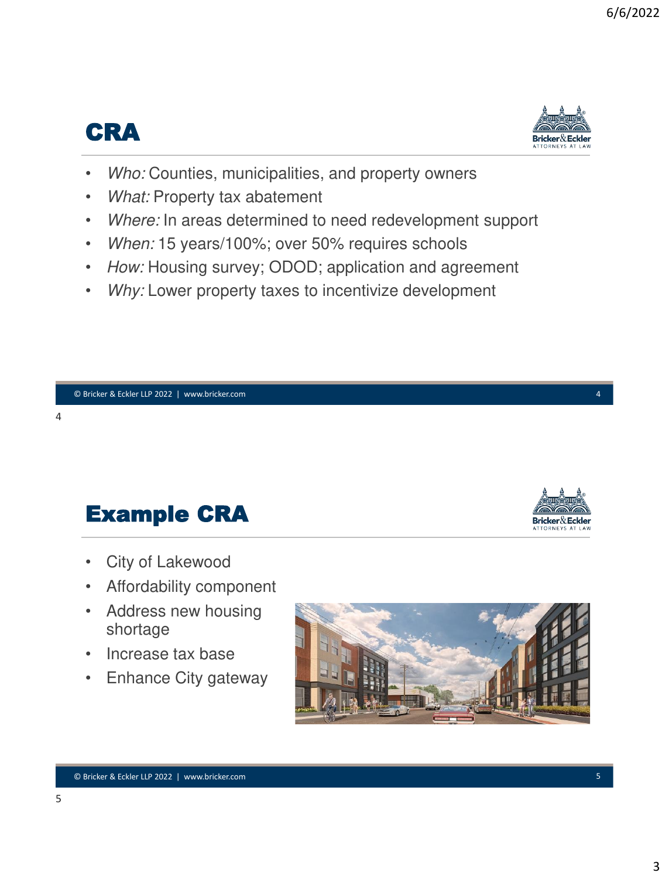# CRA

- *Who:* Counties, municipalities, and property owners
- *What:* Property tax abatement
- *Where:* In areas determined to need redevelopment support
- *When:* 15 years/100%; over 50% requires schools
- *How:* Housing survey; ODOD; application and agreement
- *Why:* Lower property taxes to incentivize development

# Example CRA

- City of Lakewood
- Affordability component
- Address new housing shortage
- Increase tax base
- Enhance City gateway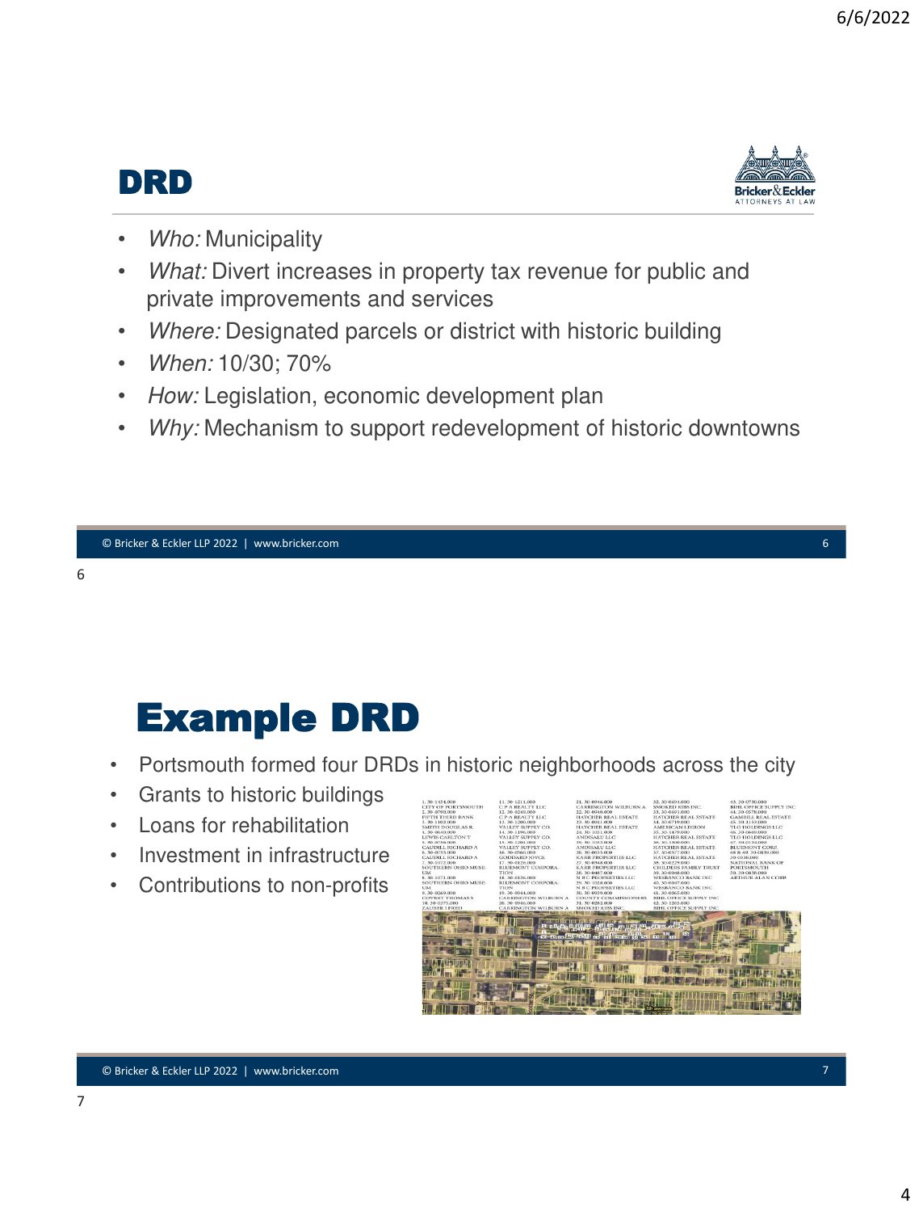# DRD

- *Who:* Municipality
- *What:* Divert increases in property tax revenue for public and private improvements and services
- *Where:* Designated parcels or district with historic building
- *When:* 10/30; 70%
- *How:* Legislation, economic development plan
- *Why:* Mechanism to support redevelopment of historic downtowns

# Example DRD

- Portsmouth formed four DRDs in historic neighborhoods across the city
- Grants to historic buildings
- Loans for rehabilitation
- Investment in infrastructure
- Contributions to non-profits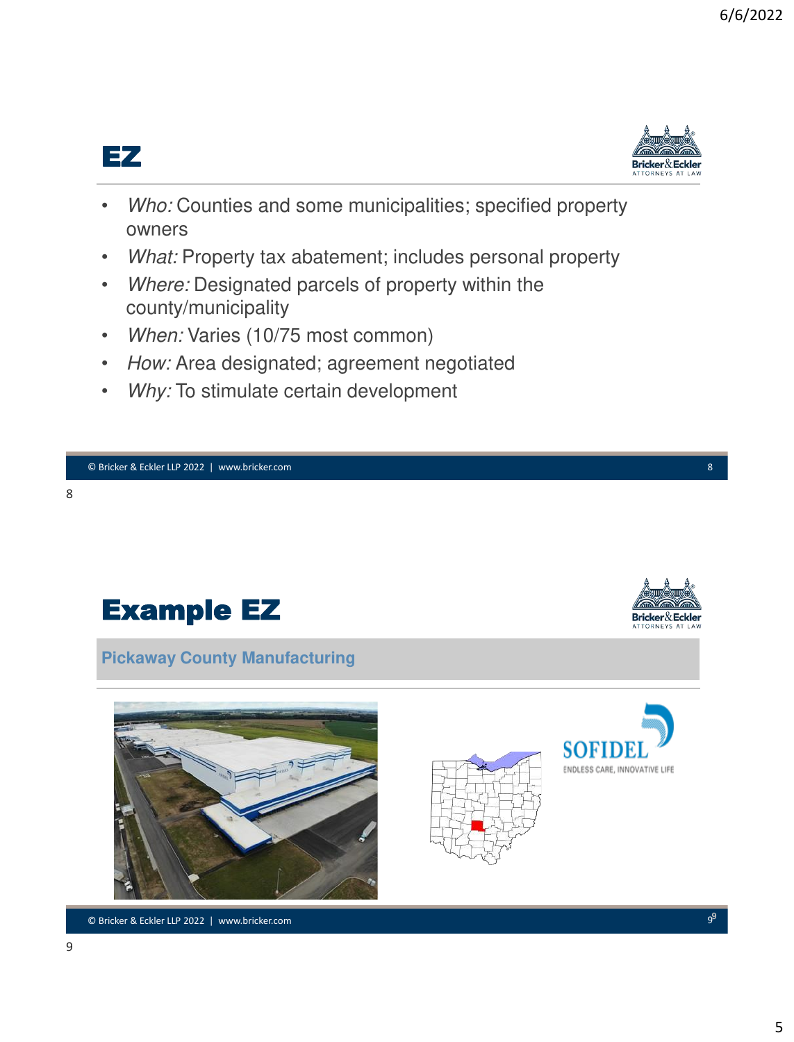# EZ

- *Who:* Counties and some municipalities; specified property owners
- *What:* Property tax abatement; includes personal property
- *Where:* Designated parcels of property within the county/municipality
- *When:* Varies (10/75 most common)
- *How:* Area designated; agreement negotiated
- *Why:* To stimulate certain development

# Example EZ

## Pickaway County Manufacturing

SOFIDEL

ENDLESS CARE, INNOVATIVE LIFE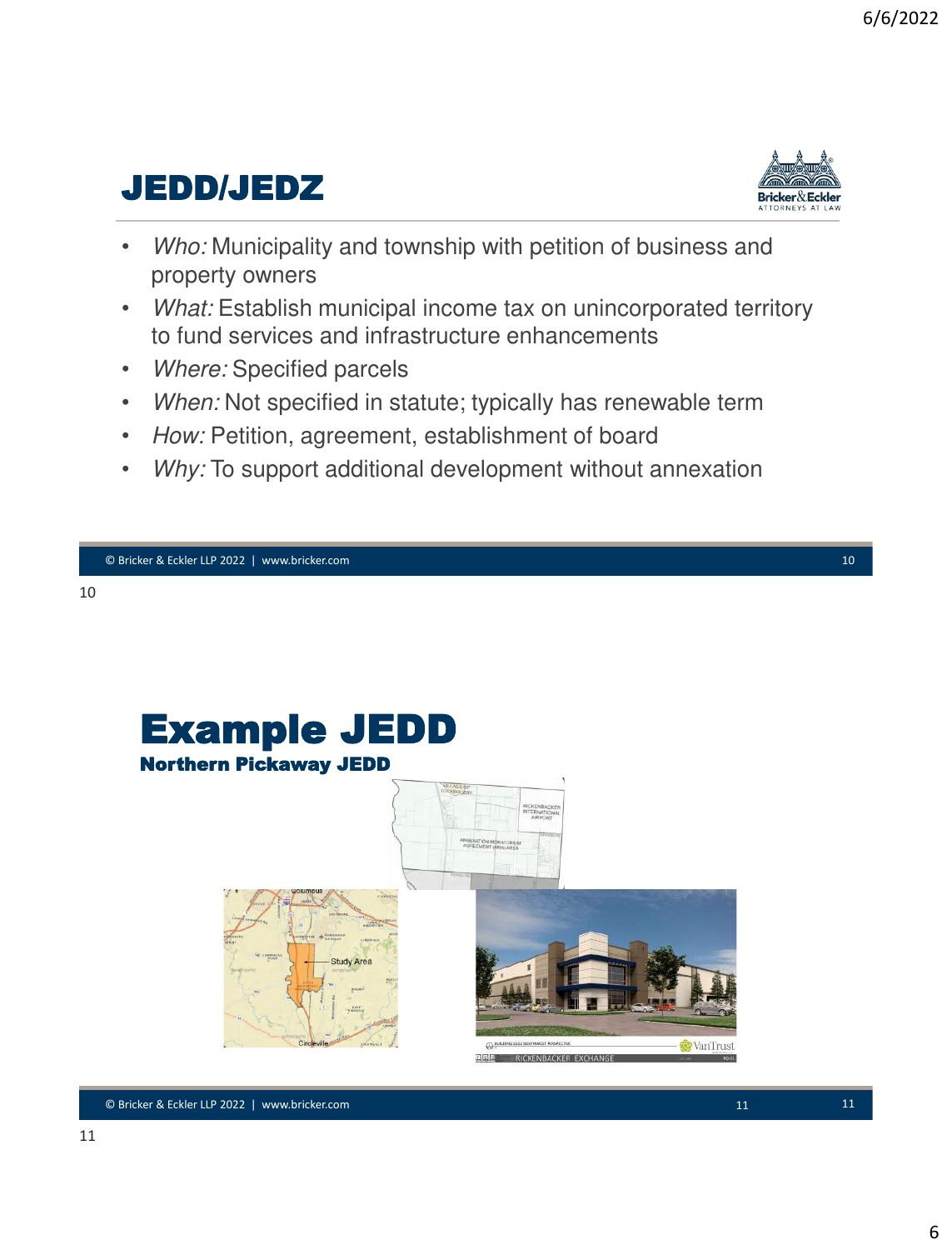## JEDD/JEDZ

- *Who:* Municipality and township with petition of business and property owners
- *What:* Establish municipal income tax on unincorporated territory to fund services and infrastructure enhancements
- *Where:* Specified parcels
- *When:* Not specified in statute; typically has renewable term
- *How:* Petition, agreement, establishment of board
- *Why:* To support additional development without annexation

## Example JEDD

### Northern Pickaway JEDD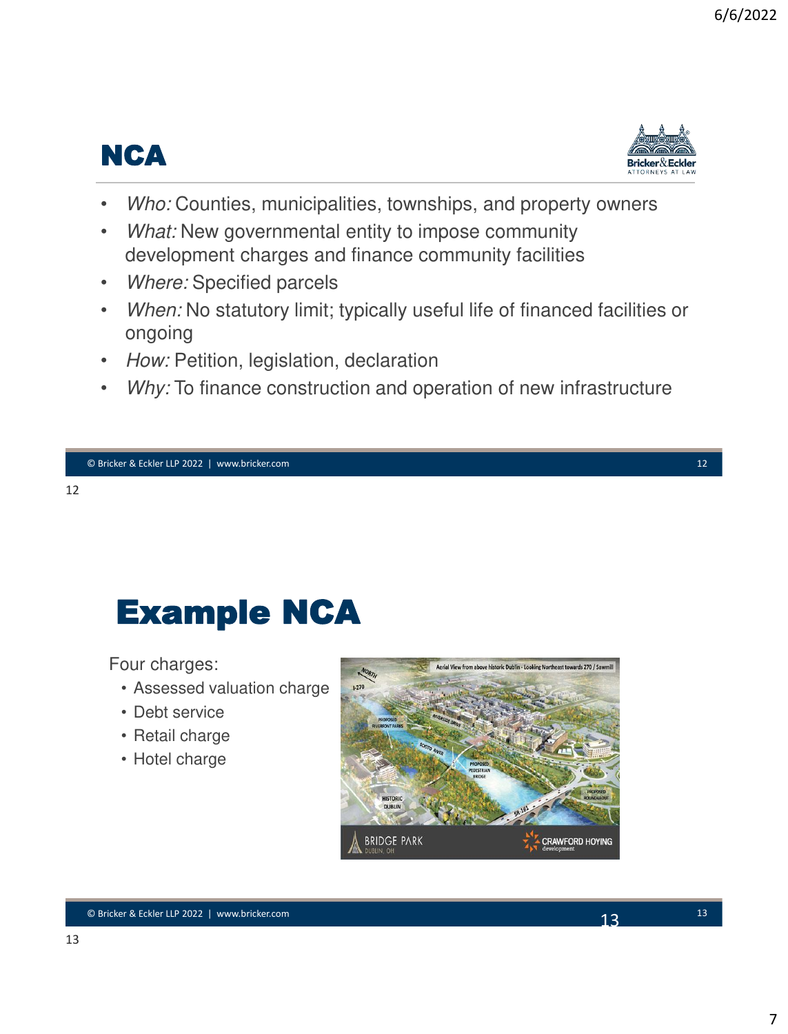## NCA

- *Who:* Counties, municipalities, townships, and property owners
- *What:* New governmental entity to impose community development charges and finance community facilities
- *Where:* Specified parcels
- *When:* No statutory limit; typically useful life of financed facilities or ongoing
- *How:* Petition, legislation, declaration
- *Why:* To finance construction and operation of new infrastructure

## Example NCA

Four charges:

- Assessed valuation charge
- Debt service
- Retail charge
- Hotel charge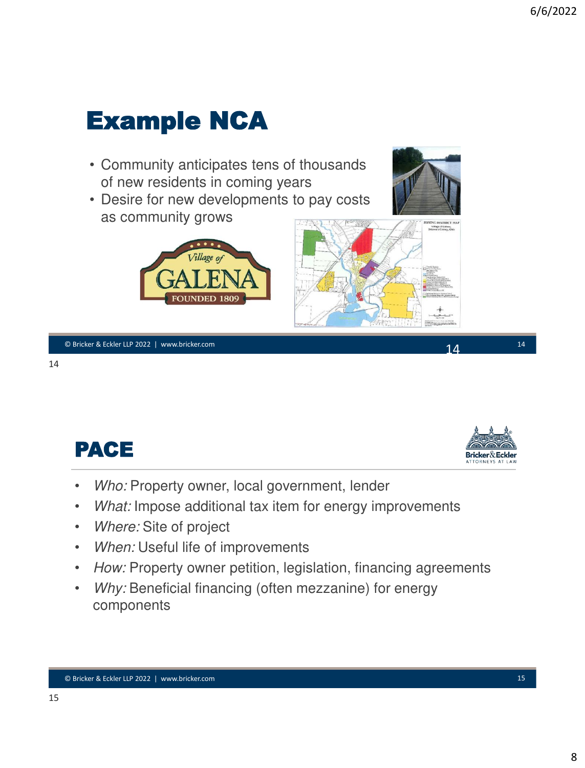## Example NCA

- Community anticipates tens of thousands of new residents in coming years
- Desire for new developments to pay costs as community grows

## PACE

- *Who:* Property owner, local government, lender
- *What:* Impose additional tax item for energy improvements
- *Where:* Site of project
- *When:* Useful life of improvements
- *How:* Property owner petition, legislation, financing agreements
- *Why:* Beneficial financing (often mezzanine) for energy components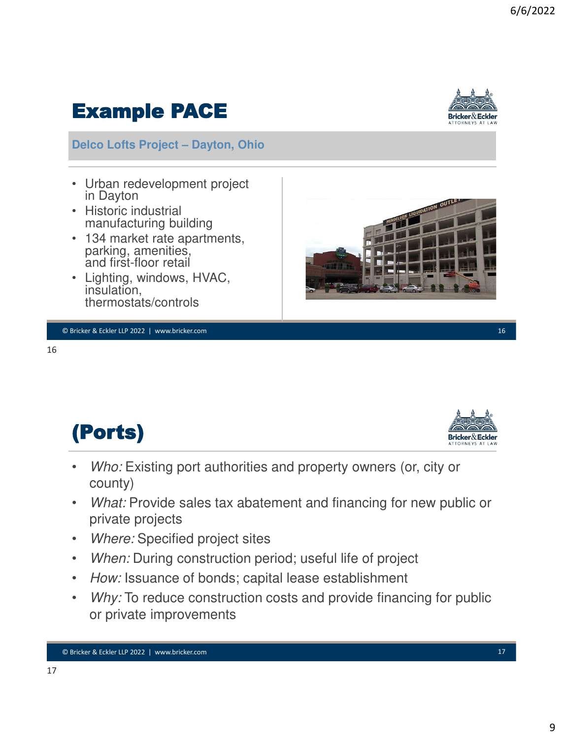# Example PACE

## Delco Lofts Project – Dayton, Ohio

- Urban redevelopment project in Dayton
- Historic industrial manufacturing building
- 134 market rate apartments, parking, amenities, and first-floor retail
- Lighting, windows, HVAC, insulation, thermostats/controls

# (Ports)

- *Who:* Existing port authorities and property owners (or, city or county)
- *What:* Provide sales tax abatement and financing for new public or private projects
- *Where:* Specified project sites
- *When:* During construction period; useful life of project
- *How:* Issuance of bonds; capital lease establishment
- *Why:* To reduce construction costs and provide financing for public or private improvements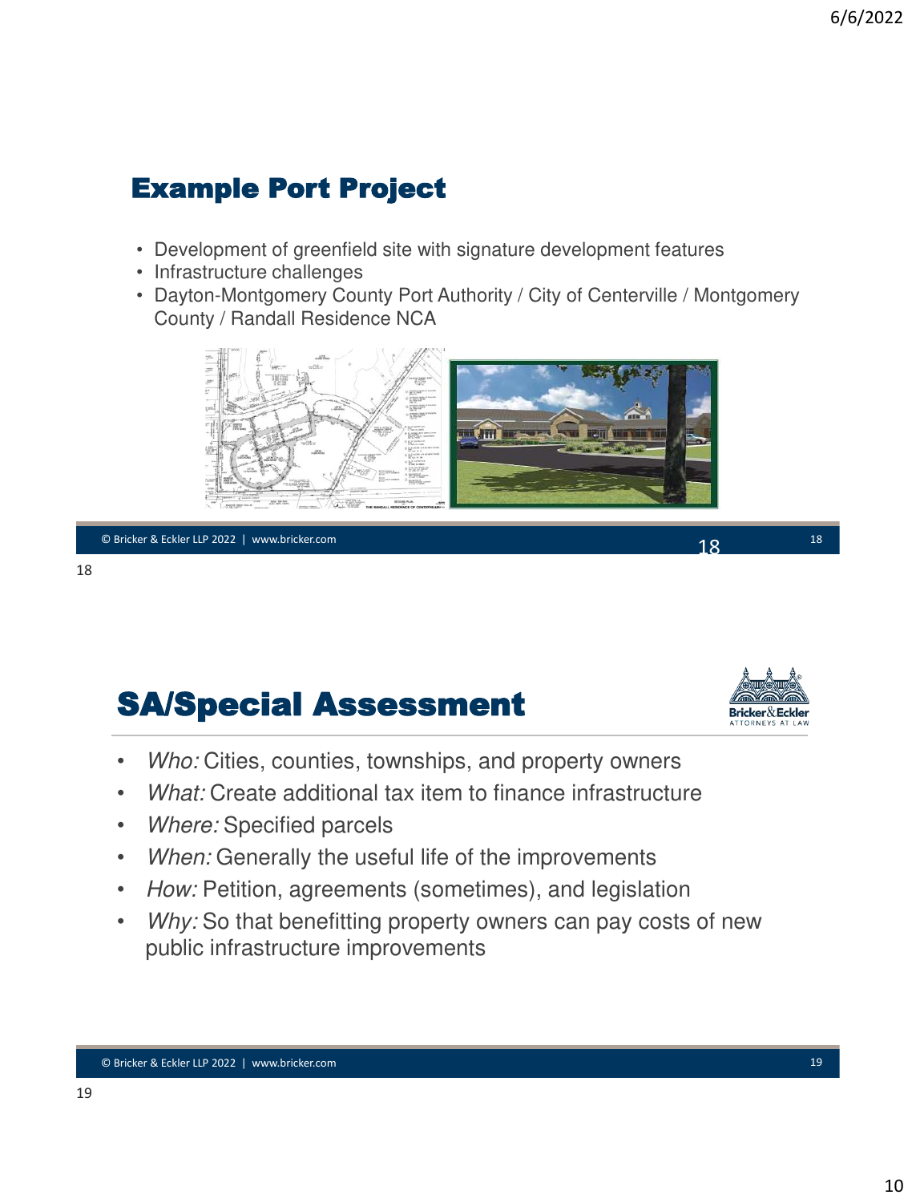## Example Port Project

- Development of greenfield site with signature development features
- Infrastructure challenges
- Dayton-Montgomery County Port Authority / City of Centerville / Montgomery County / Randall Residence NCA

## SA/Special Assessment

- *Who:* Cities, counties, townships, and property owners
- *What:* Create additional tax item to finance infrastructure
- *Where:* Specified parcels
- *When:* Generally the useful life of the improvements
- *How:* Petition, agreements (sometimes), and legislation
- *Why:* So that benefitting property owners can pay costs of new public infrastructure improvements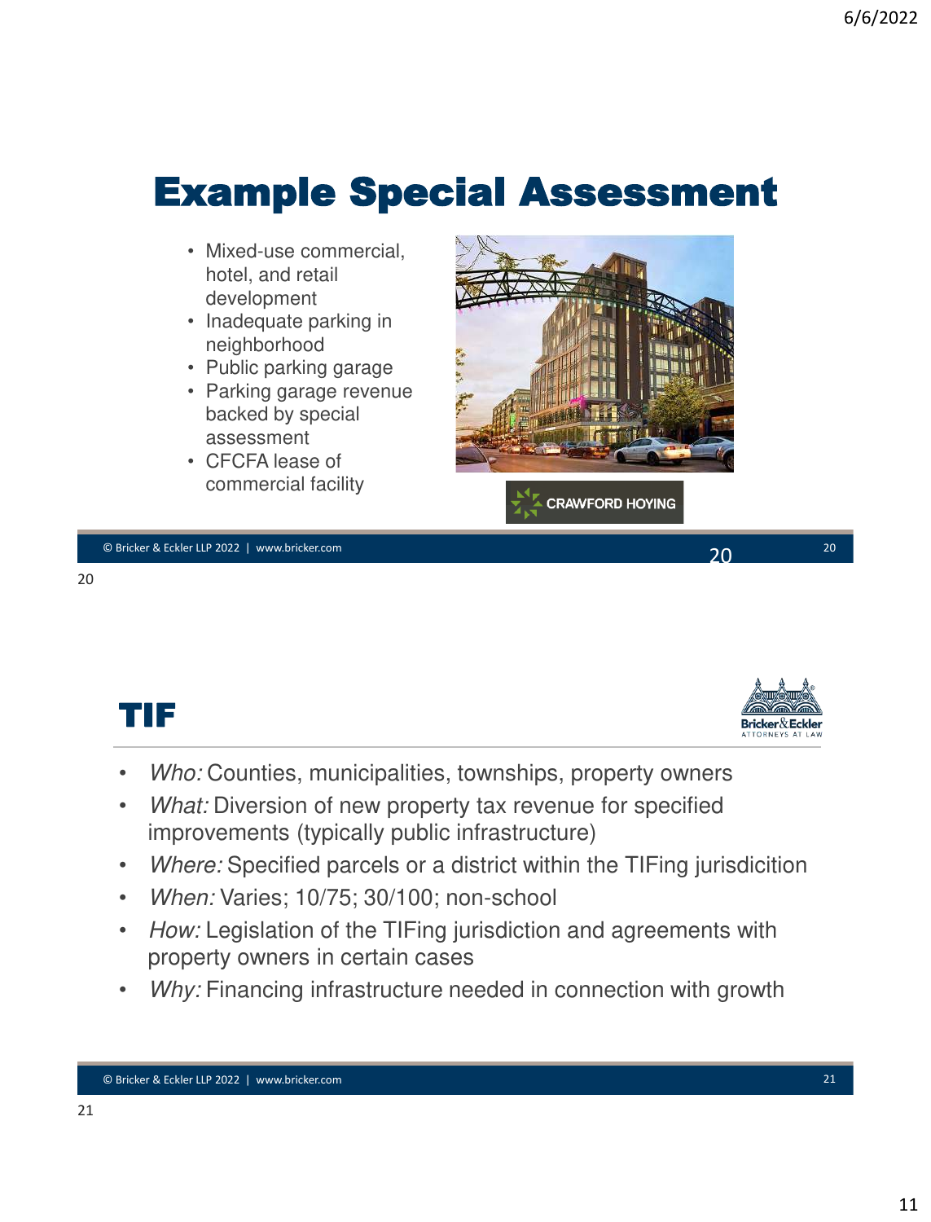# Example Special Assessment

- Mixed-use commercial, hotel, and retail development
- Inadequate parking in neighborhood
- Public parking garage
- Parking garage revenue backed by special assessment
- CFCFA lease of commercial facility

CRAWFORD HOYING

# TIF

- *Who:* Counties, municipalities, townships, property owners
- *What:* Diversion of new property tax revenue for specified improvements (typically public infrastructure)
- *Where:* Specified parcels or a district within the TIFing jurisdicition
- *When:* Varies; 10/75; 30/100; non-school
- *How:* Legislation of the TIFing jurisdiction and agreements with property owners in certain cases
- *Why:* Financing infrastructure needed in connection with growth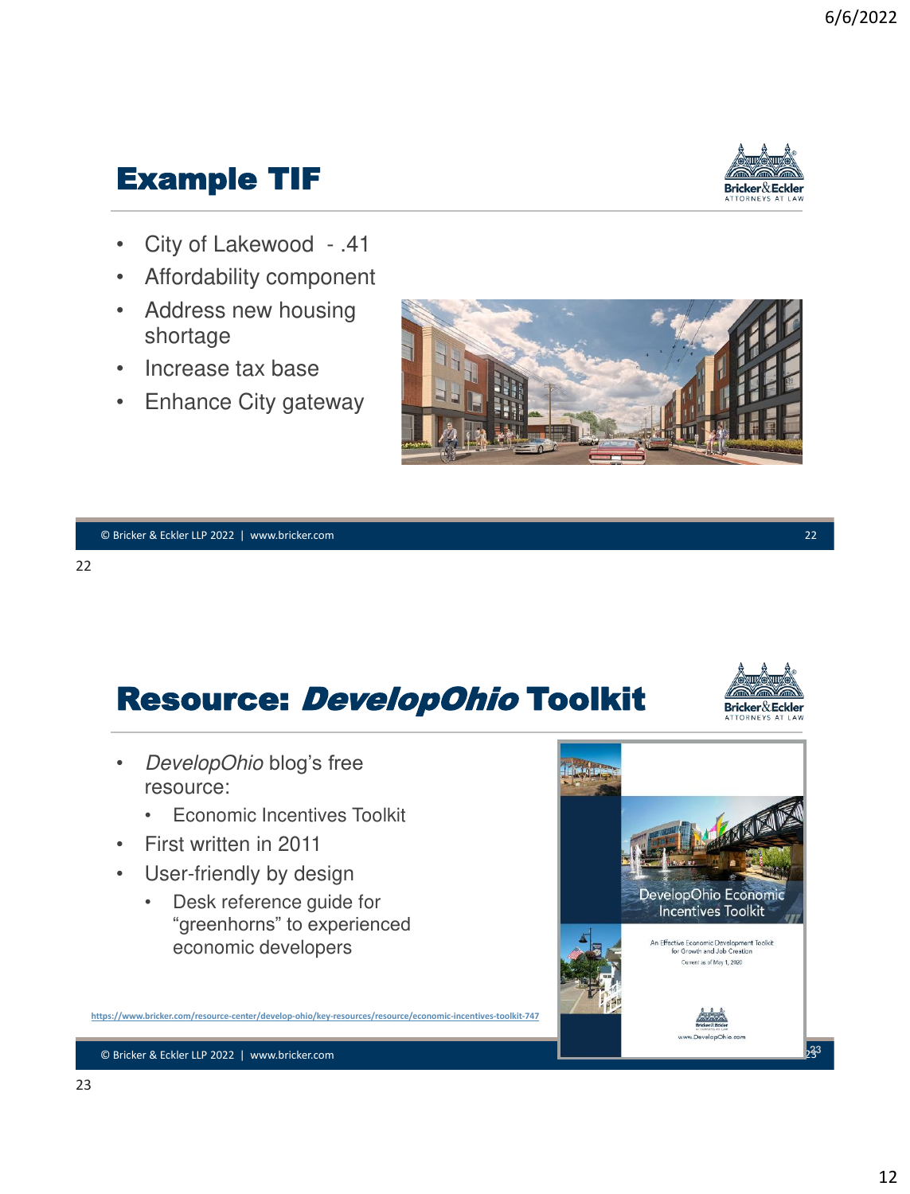## Example TIF

- City of Lakewood - .41
- Affordability component
- Address new housing shortage
- Increase tax base
- Enhance City gateway

## Resource: *DevelopOhio* Toolkit

- *DevelopOhio* blog's free resource:
  - Economic Incentives Toolkit
- First written in 2011
- User-friendly by design
  - Desk reference guide for "greenhorns" to experienced economic developers

https://www.bricker.com/resource-center/develop-ohio/key-resources/resource/economic-incentives-toolkit-747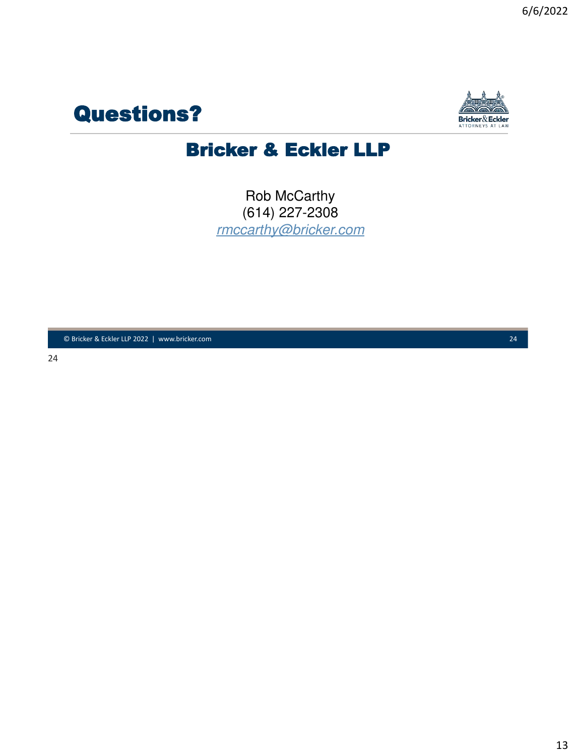# Questions?

## Bricker & Eckler LLP

Rob McCarthy
(614) 227-2308
*rmccarthy@bricker.com*

© Bricker & Eckler LLP 2022 | www.bricker.com